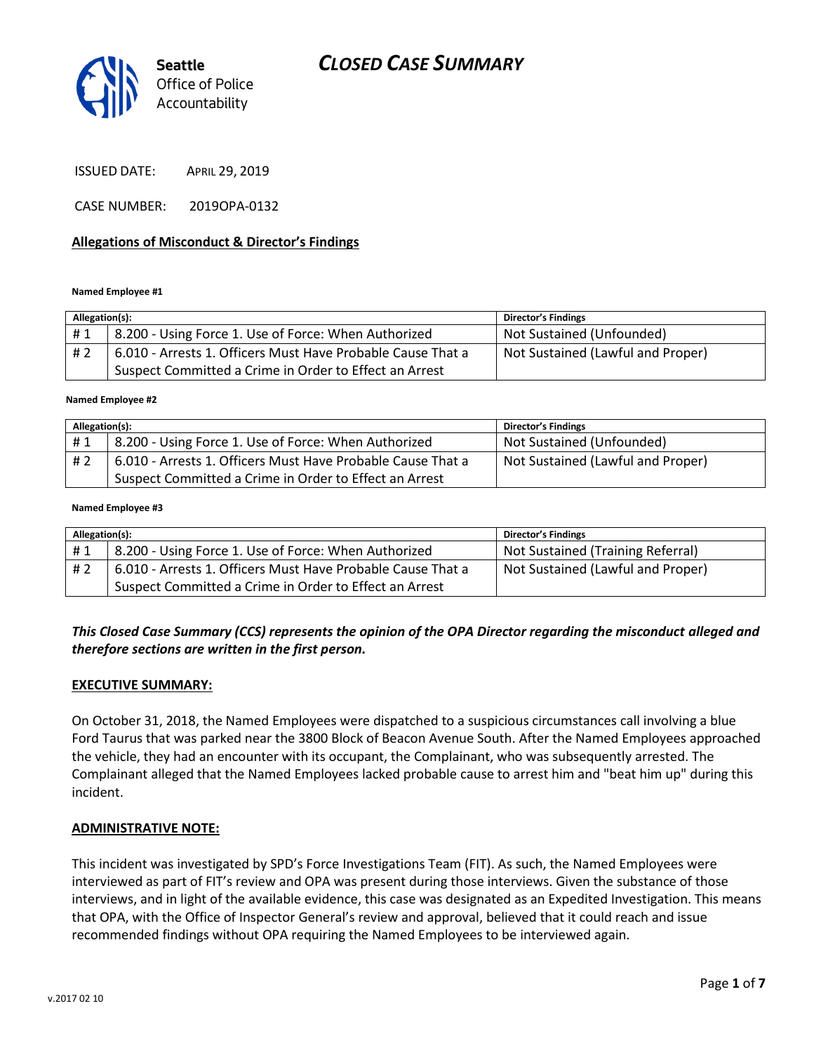# CLOSED CASE SUMMARY

Seattle Office of Police Accountability

ISSUED DATE: APRIL 29, 2019

CASE NUMBER: 2019OPA-0132

**Allegations of Misconduct & Director's Findings**

**Named Employee #1**

| Allegation(s): | | Director's Findings |
|---|---|---|
| # 1 | 8.200 - Using Force 1. Use of Force: When Authorized | Not Sustained (Unfounded) |
| # 2 | 6.010 - Arrests 1. Officers Must Have Probable Cause That a Suspect Committed a Crime in Order to Effect an Arrest | Not Sustained (Lawful and Proper) |

**Named Employee #2**

| Allegation(s): | | Director's Findings |
|---|---|---|
| # 1 | 8.200 - Using Force 1. Use of Force: When Authorized | Not Sustained (Unfounded) |
| # 2 | 6.010 - Arrests 1. Officers Must Have Probable Cause That a Suspect Committed a Crime in Order to Effect an Arrest | Not Sustained (Lawful and Proper) |

**Named Employee #3**

| Allegation(s): | | Director's Findings |
|---|---|---|
| # 1 | 8.200 - Using Force 1. Use of Force: When Authorized | Not Sustained (Training Referral) |
| # 2 | 6.010 - Arrests 1. Officers Must Have Probable Cause That a Suspect Committed a Crime in Order to Effect an Arrest | Not Sustained (Lawful and Proper) |

***This Closed Case Summary (CCS) represents the opinion of the OPA Director regarding the misconduct alleged and therefore sections are written in the first person.***

**EXECUTIVE SUMMARY:**

On October 31, 2018, the Named Employees were dispatched to a suspicious circumstances call involving a blue Ford Taurus that was parked near the 3800 Block of Beacon Avenue South. After the Named Employees approached the vehicle, they had an encounter with its occupant, the Complainant, who was subsequently arrested. The Complainant alleged that the Named Employees lacked probable cause to arrest him and "beat him up" during this incident.

**ADMINISTRATIVE NOTE:**

This incident was investigated by SPD's Force Investigations Team (FIT). As such, the Named Employees were interviewed as part of FIT's review and OPA was present during those interviews. Given the substance of those interviews, and in light of the available evidence, this case was designated as an Expedited Investigation. This means that OPA, with the Office of Inspector General's review and approval, believed that it could reach and issue recommended findings without OPA requiring the Named Employees to be interviewed again.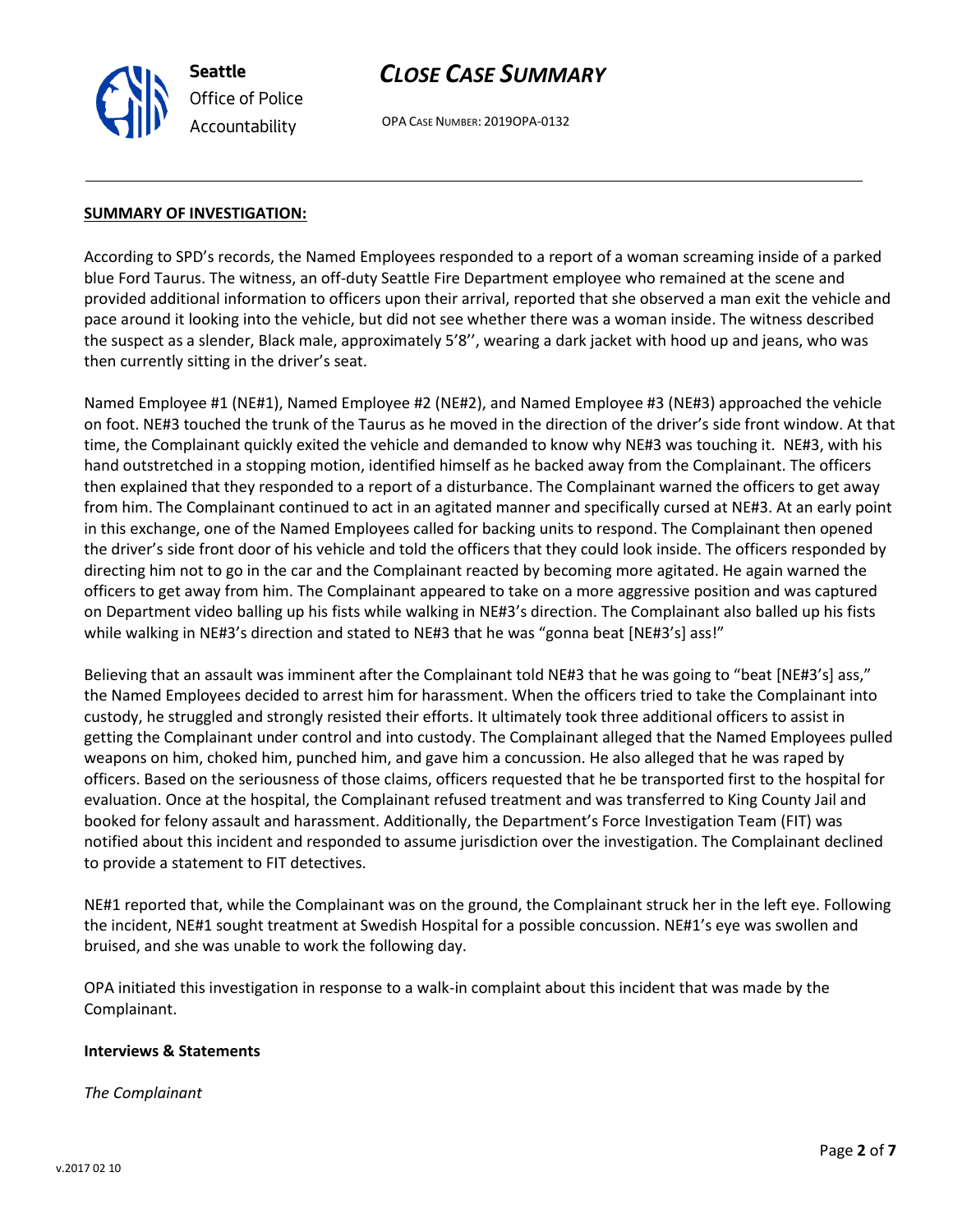**SUMMARY OF INVESTIGATION:**

According to SPD's records, the Named Employees responded to a report of a woman screaming inside of a parked blue Ford Taurus. The witness, an off-duty Seattle Fire Department employee who remained at the scene and provided additional information to officers upon their arrival, reported that she observed a man exit the vehicle and pace around it looking into the vehicle, but did not see whether there was a woman inside. The witness described the suspect as a slender, Black male, approximately 5'8'', wearing a dark jacket with hood up and jeans, who was then currently sitting in the driver's seat.

Named Employee #1 (NE#1), Named Employee #2 (NE#2), and Named Employee #3 (NE#3) approached the vehicle on foot. NE#3 touched the trunk of the Taurus as he moved in the direction of the driver's side front window. At that time, the Complainant quickly exited the vehicle and demanded to know why NE#3 was touching it. NE#3, with his hand outstretched in a stopping motion, identified himself as he backed away from the Complainant. The officers then explained that they responded to a report of a disturbance. The Complainant warned the officers to get away from him. The Complainant continued to act in an agitated manner and specifically cursed at NE#3. At an early point in this exchange, one of the Named Employees called for backing units to respond. The Complainant then opened the driver's side front door of his vehicle and told the officers that they could look inside. The officers responded by directing him not to go in the car and the Complainant reacted by becoming more agitated. He again warned the officers to get away from him. The Complainant appeared to take on a more aggressive position and was captured on Department video balling up his fists while walking in NE#3's direction. The Complainant also balled up his fists while walking in NE#3's direction and stated to NE#3 that he was "gonna beat [NE#3's] ass!"

Believing that an assault was imminent after the Complainant told NE#3 that he was going to "beat [NE#3's] ass," the Named Employees decided to arrest him for harassment. When the officers tried to take the Complainant into custody, he struggled and strongly resisted their efforts. It ultimately took three additional officers to assist in getting the Complainant under control and into custody. The Complainant alleged that the Named Employees pulled weapons on him, choked him, punched him, and gave him a concussion. He also alleged that he was raped by officers. Based on the seriousness of those claims, officers requested that he be transported first to the hospital for evaluation. Once at the hospital, the Complainant refused treatment and was transferred to King County Jail and booked for felony assault and harassment. Additionally, the Department's Force Investigation Team (FIT) was notified about this incident and responded to assume jurisdiction over the investigation. The Complainant declined to provide a statement to FIT detectives.

NE#1 reported that, while the Complainant was on the ground, the Complainant struck her in the left eye. Following the incident, NE#1 sought treatment at Swedish Hospital for a possible concussion. NE#1's eye was swollen and bruised, and she was unable to work the following day.

OPA initiated this investigation in response to a walk-in complaint about this incident that was made by the Complainant.

**Interviews & Statements**

*The Complainant*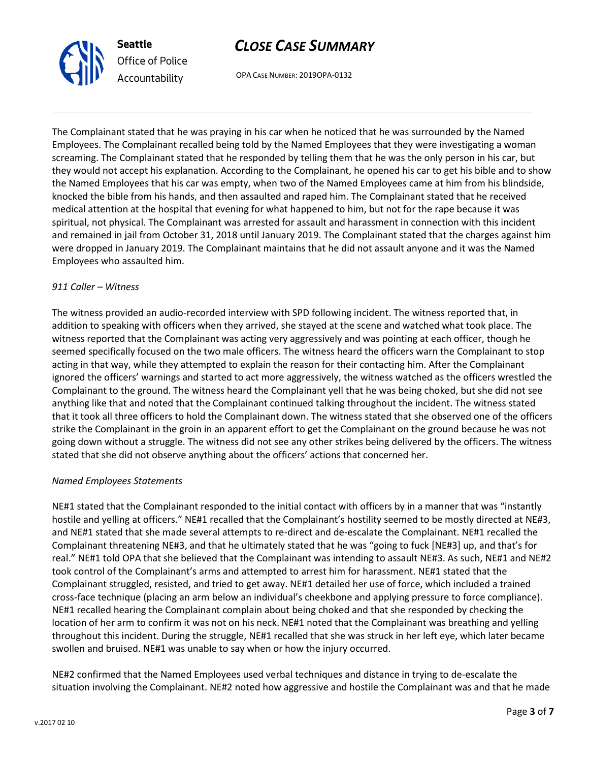The Complainant stated that he was praying in his car when he noticed that he was surrounded by the Named Employees. The Complainant recalled being told by the Named Employees that they were investigating a woman screaming. The Complainant stated that he responded by telling them that he was the only person in his car, but they would not accept his explanation. According to the Complainant, he opened his car to get his bible and to show the Named Employees that his car was empty, when two of the Named Employees came at him from his blindside, knocked the bible from his hands, and then assaulted and raped him. The Complainant stated that he received medical attention at the hospital that evening for what happened to him, but not for the rape because it was spiritual, not physical. The Complainant was arrested for assault and harassment in connection with this incident and remained in jail from October 31, 2018 until January 2019. The Complainant stated that the charges against him were dropped in January 2019. The Complainant maintains that he did not assault anyone and it was the Named Employees who assaulted him.

*911 Caller – Witness*

The witness provided an audio-recorded interview with SPD following incident. The witness reported that, in addition to speaking with officers when they arrived, she stayed at the scene and watched what took place. The witness reported that the Complainant was acting very aggressively and was pointing at each officer, though he seemed specifically focused on the two male officers. The witness heard the officers warn the Complainant to stop acting in that way, while they attempted to explain the reason for their contacting him. After the Complainant ignored the officers' warnings and started to act more aggressively, the witness watched as the officers wrestled the Complainant to the ground. The witness heard the Complainant yell that he was being choked, but she did not see anything like that and noted that the Complainant continued talking throughout the incident. The witness stated that it took all three officers to hold the Complainant down. The witness stated that she observed one of the officers strike the Complainant in the groin in an apparent effort to get the Complainant on the ground because he was not going down without a struggle. The witness did not see any other strikes being delivered by the officers. The witness stated that she did not observe anything about the officers' actions that concerned her.

*Named Employees Statements*

NE#1 stated that the Complainant responded to the initial contact with officers by in a manner that was "instantly hostile and yelling at officers." NE#1 recalled that the Complainant's hostility seemed to be mostly directed at NE#3, and NE#1 stated that she made several attempts to re-direct and de-escalate the Complainant. NE#1 recalled the Complainant threatening NE#3, and that he ultimately stated that he was "going to fuck [NE#3] up, and that's for real." NE#1 told OPA that she believed that the Complainant was intending to assault NE#3. As such, NE#1 and NE#2 took control of the Complainant's arms and attempted to arrest him for harassment. NE#1 stated that the Complainant struggled, resisted, and tried to get away. NE#1 detailed her use of force, which included a trained cross-face technique (placing an arm below an individual's cheekbone and applying pressure to force compliance). NE#1 recalled hearing the Complainant complain about being choked and that she responded by checking the location of her arm to confirm it was not on his neck. NE#1 noted that the Complainant was breathing and yelling throughout this incident. During the struggle, NE#1 recalled that she was struck in her left eye, which later became swollen and bruised. NE#1 was unable to say when or how the injury occurred.

NE#2 confirmed that the Named Employees used verbal techniques and distance in trying to de-escalate the situation involving the Complainant. NE#2 noted how aggressive and hostile the Complainant was and that he made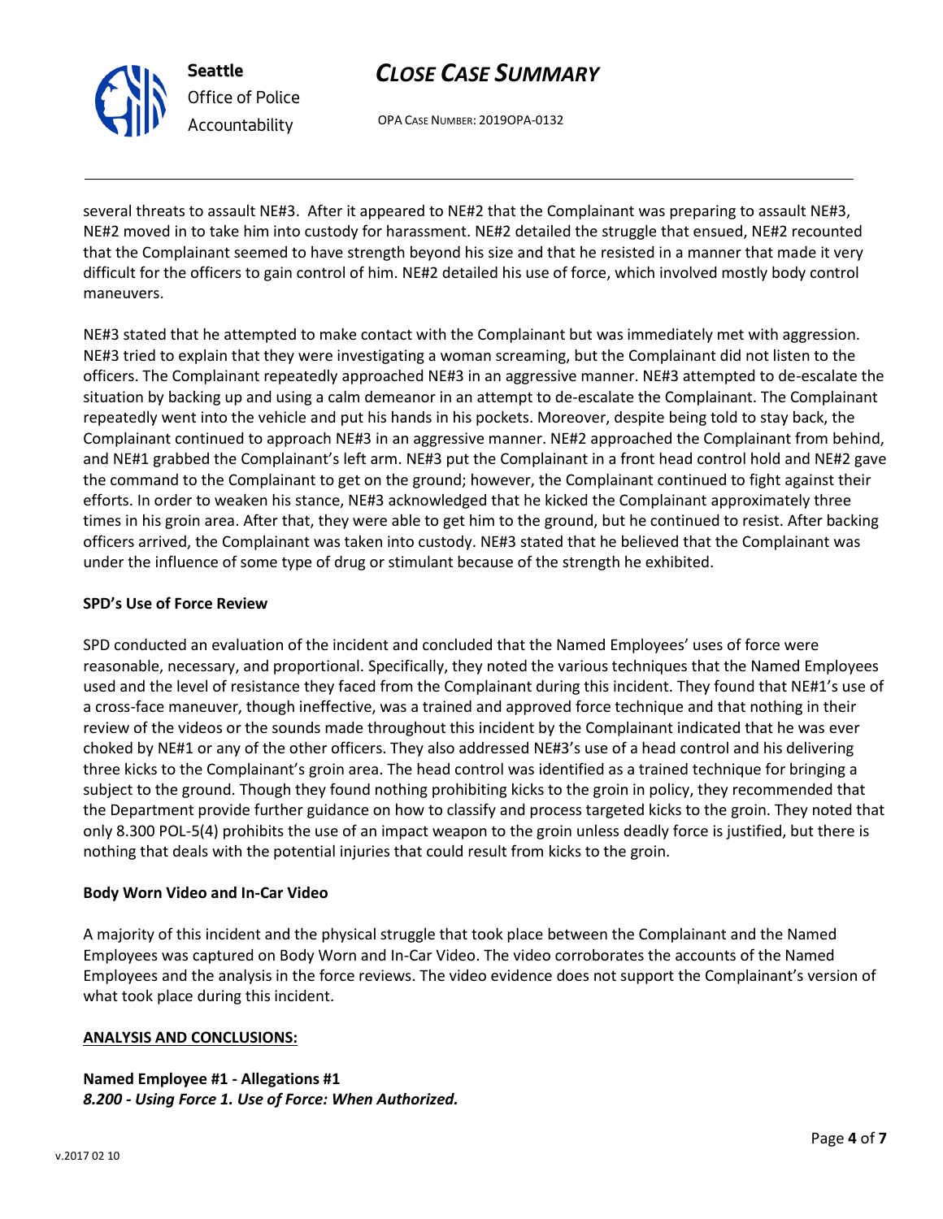several threats to assault NE#3. After it appeared to NE#2 that the Complainant was preparing to assault NE#3, NE#2 moved in to take him into custody for harassment. NE#2 detailed the struggle that ensued, NE#2 recounted that the Complainant seemed to have strength beyond his size and that he resisted in a manner that made it very difficult for the officers to gain control of him. NE#2 detailed his use of force, which involved mostly body control maneuvers.

NE#3 stated that he attempted to make contact with the Complainant but was immediately met with aggression. NE#3 tried to explain that they were investigating a woman screaming, but the Complainant did not listen to the officers. The Complainant repeatedly approached NE#3 in an aggressive manner. NE#3 attempted to de-escalate the situation by backing up and using a calm demeanor in an attempt to de-escalate the Complainant. The Complainant repeatedly went into the vehicle and put his hands in his pockets. Moreover, despite being told to stay back, the Complainant continued to approach NE#3 in an aggressive manner. NE#2 approached the Complainant from behind, and NE#1 grabbed the Complainant's left arm. NE#3 put the Complainant in a front head control hold and NE#2 gave the command to the Complainant to get on the ground; however, the Complainant continued to fight against their efforts. In order to weaken his stance, NE#3 acknowledged that he kicked the Complainant approximately three times in his groin area. After that, they were able to get him to the ground, but he continued to resist. After backing officers arrived, the Complainant was taken into custody. NE#3 stated that he believed that the Complainant was under the influence of some type of drug or stimulant because of the strength he exhibited.

**SPD's Use of Force Review**

SPD conducted an evaluation of the incident and concluded that the Named Employees' uses of force were reasonable, necessary, and proportional. Specifically, they noted the various techniques that the Named Employees used and the level of resistance they faced from the Complainant during this incident. They found that NE#1's use of a cross-face maneuver, though ineffective, was a trained and approved force technique and that nothing in their review of the videos or the sounds made throughout this incident by the Complainant indicated that he was ever choked by NE#1 or any of the other officers. They also addressed NE#3's use of a head control and his delivering three kicks to the Complainant's groin area. The head control was identified as a trained technique for bringing a subject to the ground. Though they found nothing prohibiting kicks to the groin in policy, they recommended that the Department provide further guidance on how to classify and process targeted kicks to the groin. They noted that only 8.300 POL-5(4) prohibits the use of an impact weapon to the groin unless deadly force is justified, but there is nothing that deals with the potential injuries that could result from kicks to the groin.

**Body Worn Video and In-Car Video**

A majority of this incident and the physical struggle that took place between the Complainant and the Named Employees was captured on Body Worn and In-Car Video. The video corroborates the accounts of the Named Employees and the analysis in the force reviews. The video evidence does not support the Complainant's version of what took place during this incident.

**ANALYSIS AND CONCLUSIONS:**

**Named Employee #1 - Allegations #1**
***8.200 - Using Force 1. Use of Force: When Authorized.***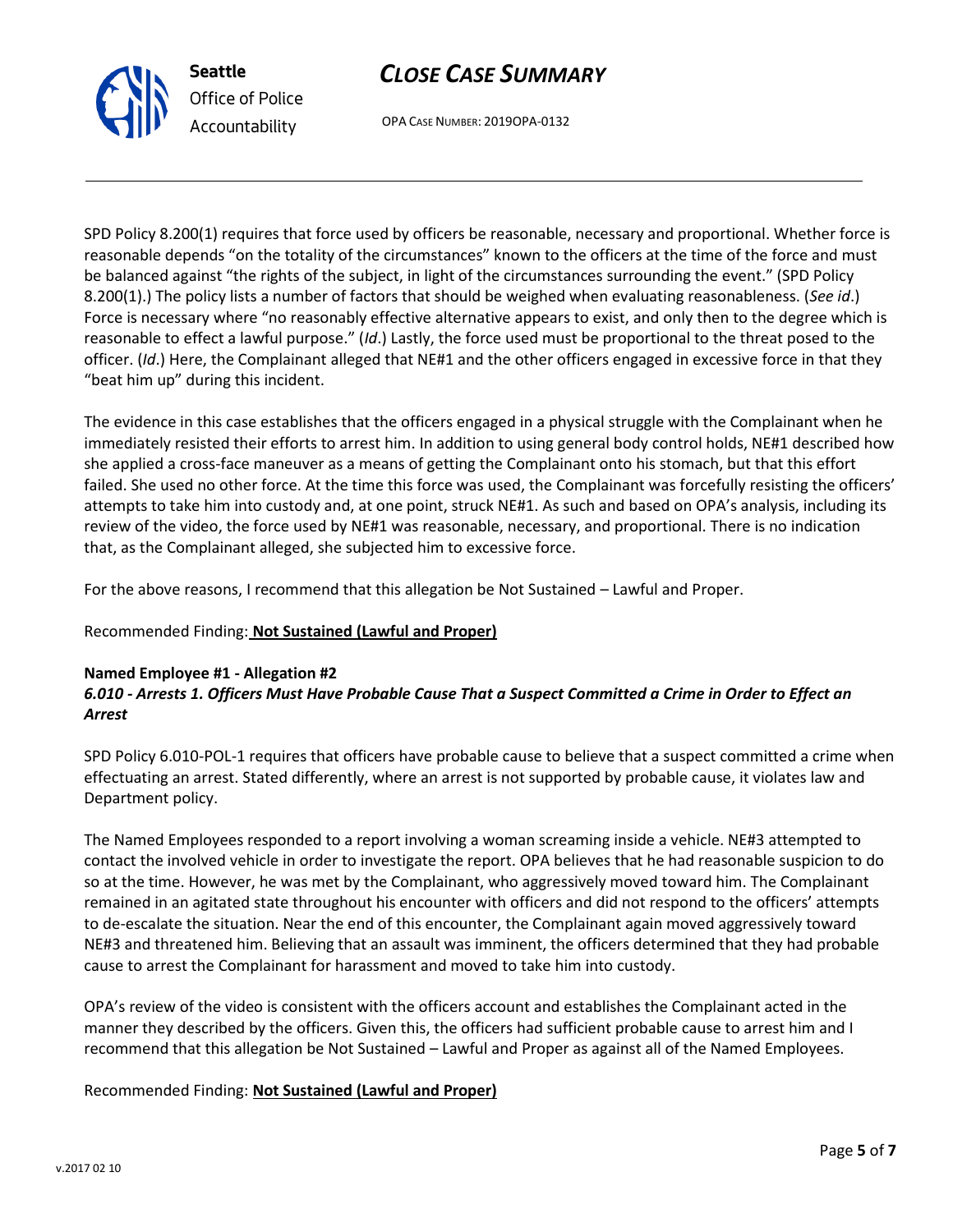SPD Policy 8.200(1) requires that force used by officers be reasonable, necessary and proportional. Whether force is reasonable depends "on the totality of the circumstances" known to the officers at the time of the force and must be balanced against "the rights of the subject, in light of the circumstances surrounding the event." (SPD Policy 8.200(1).) The policy lists a number of factors that should be weighed when evaluating reasonableness. (*See id*.) Force is necessary where "no reasonably effective alternative appears to exist, and only then to the degree which is reasonable to effect a lawful purpose." (*Id*.) Lastly, the force used must be proportional to the threat posed to the officer. (*Id*.) Here, the Complainant alleged that NE#1 and the other officers engaged in excessive force in that they "beat him up" during this incident.

The evidence in this case establishes that the officers engaged in a physical struggle with the Complainant when he immediately resisted their efforts to arrest him. In addition to using general body control holds, NE#1 described how she applied a cross-face maneuver as a means of getting the Complainant onto his stomach, but that this effort failed. She used no other force. At the time this force was used, the Complainant was forcefully resisting the officers' attempts to take him into custody and, at one point, struck NE#1. As such and based on OPA's analysis, including its review of the video, the force used by NE#1 was reasonable, necessary, and proportional. There is no indication that, as the Complainant alleged, she subjected him to excessive force.

For the above reasons, I recommend that this allegation be Not Sustained – Lawful and Proper.

Recommended Finding: **Not Sustained (Lawful and Proper)**

**Named Employee #1 - Allegation #2**
***6.010 - Arrests 1. Officers Must Have Probable Cause That a Suspect Committed a Crime in Order to Effect an Arrest***

SPD Policy 6.010-POL-1 requires that officers have probable cause to believe that a suspect committed a crime when effectuating an arrest. Stated differently, where an arrest is not supported by probable cause, it violates law and Department policy.

The Named Employees responded to a report involving a woman screaming inside a vehicle. NE#3 attempted to contact the involved vehicle in order to investigate the report. OPA believes that he had reasonable suspicion to do so at the time. However, he was met by the Complainant, who aggressively moved toward him. The Complainant remained in an agitated state throughout his encounter with officers and did not respond to the officers' attempts to de-escalate the situation. Near the end of this encounter, the Complainant again moved aggressively toward NE#3 and threatened him. Believing that an assault was imminent, the officers determined that they had probable cause to arrest the Complainant for harassment and moved to take him into custody.

OPA's review of the video is consistent with the officers account and establishes the Complainant acted in the manner they described by the officers. Given this, the officers had sufficient probable cause to arrest him and I recommend that this allegation be Not Sustained – Lawful and Proper as against all of the Named Employees.

Recommended Finding: **Not Sustained (Lawful and Proper)**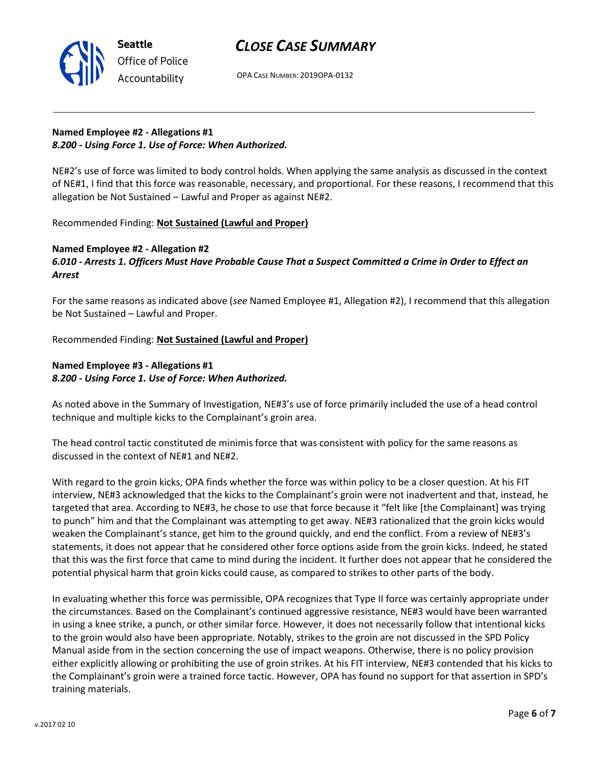**Named Employee #2 - Allegations #1**
***8.200 - Using Force 1. Use of Force: When Authorized.***

NE#2's use of force was limited to body control holds. When applying the same analysis as discussed in the context of NE#1, I find that this force was reasonable, necessary, and proportional. For these reasons, I recommend that this allegation be Not Sustained – Lawful and Proper as against NE#2.

Recommended Finding: **<u>Not Sustained (Lawful and Proper)</u>**

**Named Employee #2 - Allegation #2**
***6.010 - Arrests 1. Officers Must Have Probable Cause That a Suspect Committed a Crime in Order to Effect an Arrest***

For the same reasons as indicated above (*see* Named Employee #1, Allegation #2), I recommend that this allegation be Not Sustained – Lawful and Proper.

Recommended Finding: **<u>Not Sustained (Lawful and Proper)</u>**

**Named Employee #3 - Allegations #1**
***8.200 - Using Force 1. Use of Force: When Authorized.***

As noted above in the Summary of Investigation, NE#3's use of force primarily included the use of a head control technique and multiple kicks to the Complainant's groin area.

The head control tactic constituted de minimis force that was consistent with policy for the same reasons as discussed in the context of NE#1 and NE#2.

With regard to the groin kicks, OPA finds whether the force was within policy to be a closer question. At his FIT interview, NE#3 acknowledged that the kicks to the Complainant's groin were not inadvertent and that, instead, he targeted that area. According to NE#3, he chose to use that force because it "felt like [the Complainant] was trying to punch" him and that the Complainant was attempting to get away. NE#3 rationalized that the groin kicks would weaken the Complainant's stance, get him to the ground quickly, and end the conflict. From a review of NE#3's statements, it does not appear that he considered other force options aside from the groin kicks. Indeed, he stated that this was the first force that came to mind during the incident. It further does not appear that he considered the potential physical harm that groin kicks could cause, as compared to strikes to other parts of the body.

In evaluating whether this force was permissible, OPA recognizes that Type II force was certainly appropriate under the circumstances. Based on the Complainant's continued aggressive resistance, NE#3 would have been warranted in using a knee strike, a punch, or other similar force. However, it does not necessarily follow that intentional kicks to the groin would also have been appropriate. Notably, strikes to the groin are not discussed in the SPD Policy Manual aside from in the section concerning the use of impact weapons. Otherwise, there is no policy provision either explicitly allowing or prohibiting the use of groin strikes. At his FIT interview, NE#3 contended that his kicks to the Complainant's groin were a trained force tactic. However, OPA has found no support for that assertion in SPD's training materials.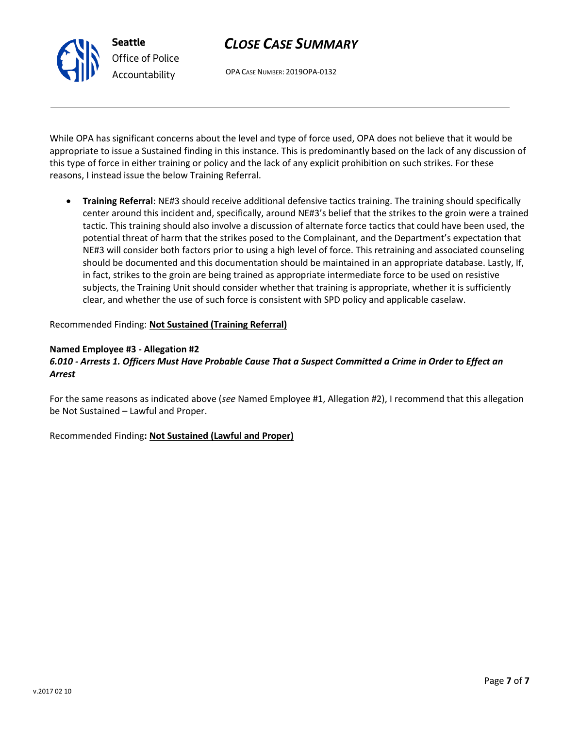While OPA has significant concerns about the level and type of force used, OPA does not believe that it would be appropriate to issue a Sustained finding in this instance. This is predominantly based on the lack of any discussion of this type of force in either training or policy and the lack of any explicit prohibition on such strikes. For these reasons, I instead issue the below Training Referral.

- **Training Referral**: NE#3 should receive additional defensive tactics training. The training should specifically center around this incident and, specifically, around NE#3's belief that the strikes to the groin were a trained tactic. This training should also involve a discussion of alternate force tactics that could have been used, the potential threat of harm that the strikes posed to the Complainant, and the Department's expectation that NE#3 will consider both factors prior to using a high level of force. This retraining and associated counseling should be documented and this documentation should be maintained in an appropriate database. Lastly, If, in fact, strikes to the groin are being trained as appropriate intermediate force to be used on resistive subjects, the Training Unit should consider whether that training is appropriate, whether it is sufficiently clear, and whether the use of such force is consistent with SPD policy and applicable caselaw.

Recommended Finding: **Not Sustained (Training Referral)**

**Named Employee #3 - Allegation #2**
***6.010 - Arrests 1. Officers Must Have Probable Cause That a Suspect Committed a Crime in Order to Effect an Arrest***

For the same reasons as indicated above (*see* Named Employee #1, Allegation #2), I recommend that this allegation be Not Sustained – Lawful and Proper.

Recommended Finding**: Not Sustained (Lawful and Proper)**